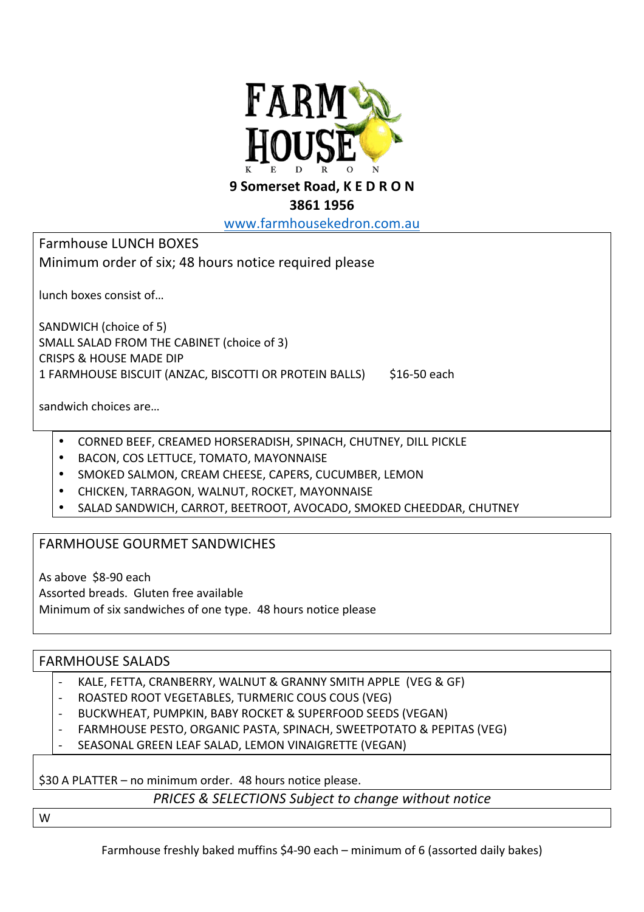# FARM HOUSE

K E D R O N

**9 Somerset Road, K E D R O N**

**3861 1956**

www.farmhousekedron.com.au

## Farmhouse LUNCH BOXES

Minimum order of six; 48 hours notice required please

lunch boxes consist of…

SANDWICH (choice of 5)
SMALL SALAD FROM THE CABINET (choice of 3)
CRISPS & HOUSE MADE DIP
1 FARMHOUSE BISCUIT (ANZAC, BISCOTTI OR PROTEIN BALLS) $16-50 each

sandwich choices are…

- CORNED BEEF, CREAMED HORSERADISH, SPINACH, CHUTNEY, DILL PICKLE
- BACON, COS LETTUCE, TOMATO, MAYONNAISE
- SMOKED SALMON, CREAM CHEESE, CAPERS, CUCUMBER, LEMON
- CHICKEN, TARRAGON, WALNUT, ROCKET, MAYONNAISE
- SALAD SANDWICH, CARROT, BEETROOT, AVOCADO, SMOKED CHEEDDAR, CHUTNEY

## FARMHOUSE GOURMET SANDWICHES

As above $8-90 each
Assorted breads. Gluten free available
Minimum of six sandwiches of one type. 48 hours notice please

## FARMHOUSE SALADS

- KALE, FETTA, CRANBERRY, WALNUT & GRANNY SMITH APPLE (VEG & GF)
- ROASTED ROOT VEGETABLES, TURMERIC COUS COUS (VEG)
- BUCKWHEAT, PUMPKIN, BABY ROCKET & SUPERFOOD SEEDS (VEGAN)
- FARMHOUSE PESTO, ORGANIC PASTA, SPINACH, SWEETPOTATO & PEPITAS (VEG)
- SEASONAL GREEN LEAF SALAD, LEMON VINAIGRETTE (VEGAN)

$30 A PLATTER – no minimum order. 48 hours notice please.

*PRICES & SELECTIONS Subject to change without notice*

W

Farmhouse freshly baked muffins $4-90 each – minimum of 6 (assorted daily bakes)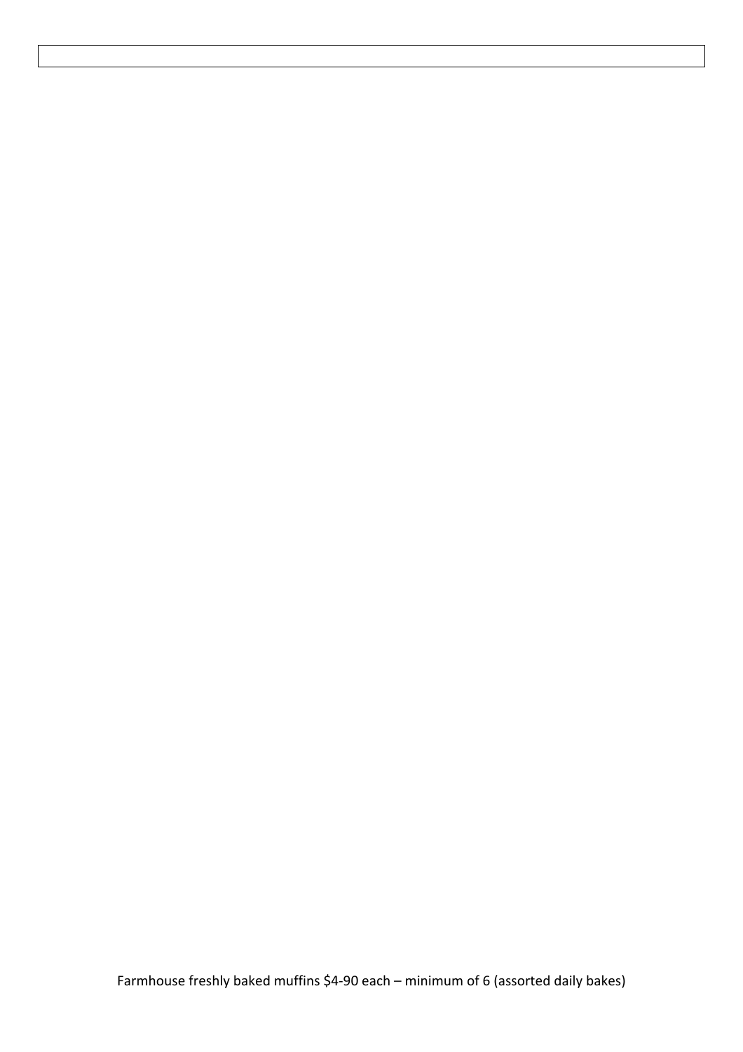Farmhouse freshly baked muffins $4-90 each – minimum of 6 (assorted daily bakes)